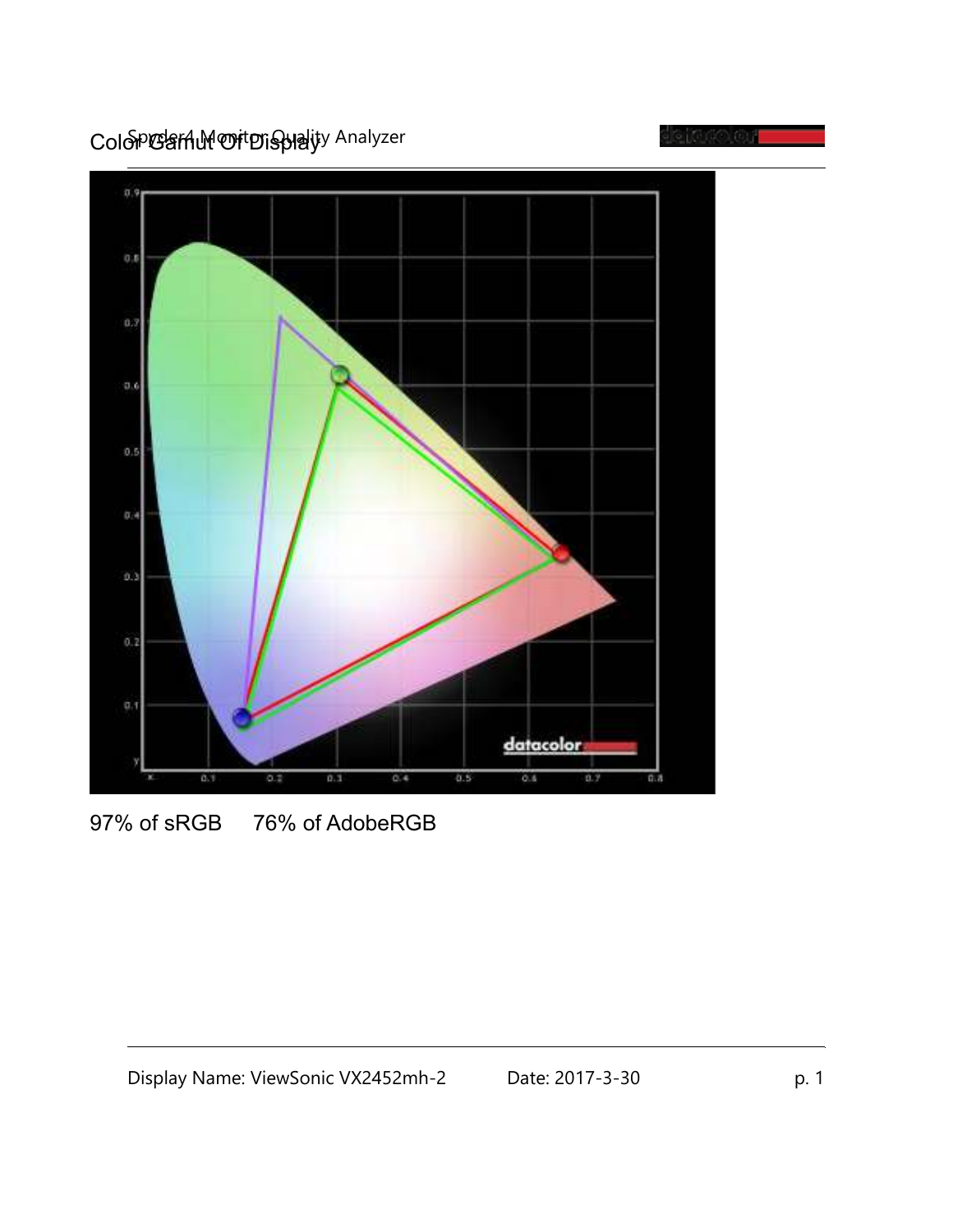# Color Gamut Of Display

97% of sRGB     76% of AdobeRGB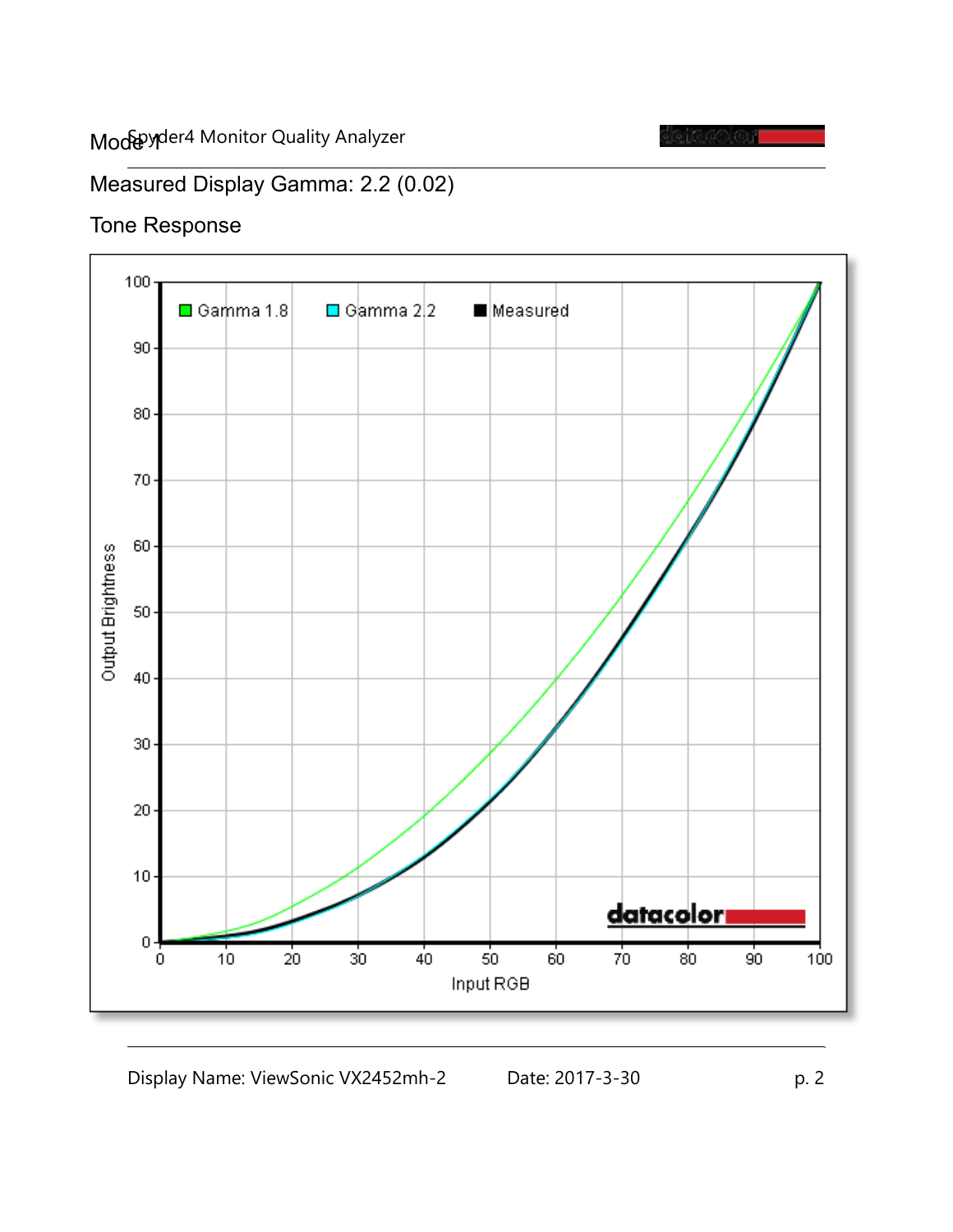Measured Display Gamma: 2.2 (0.02)

Tone Response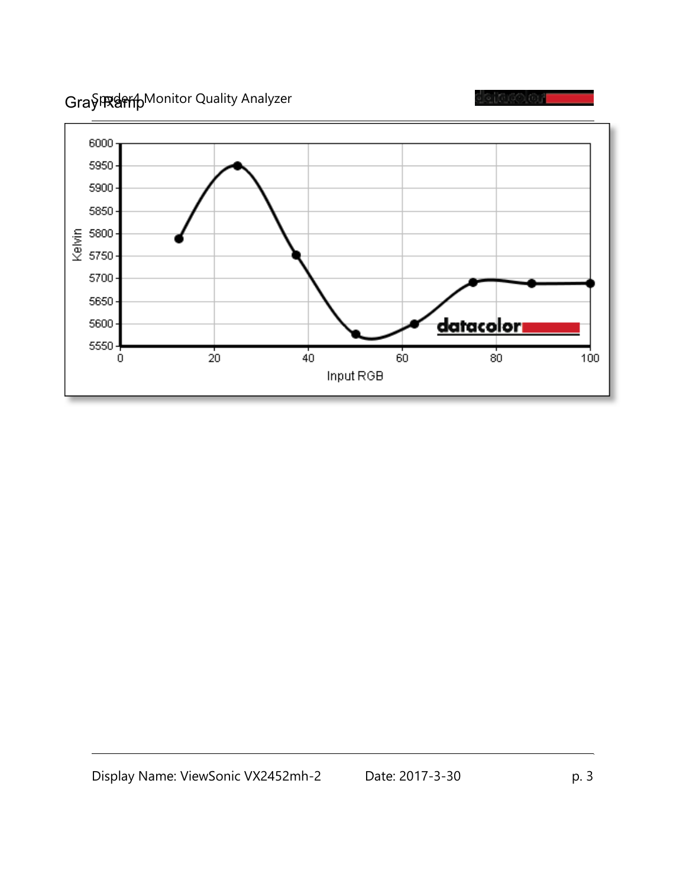# Gray Ramp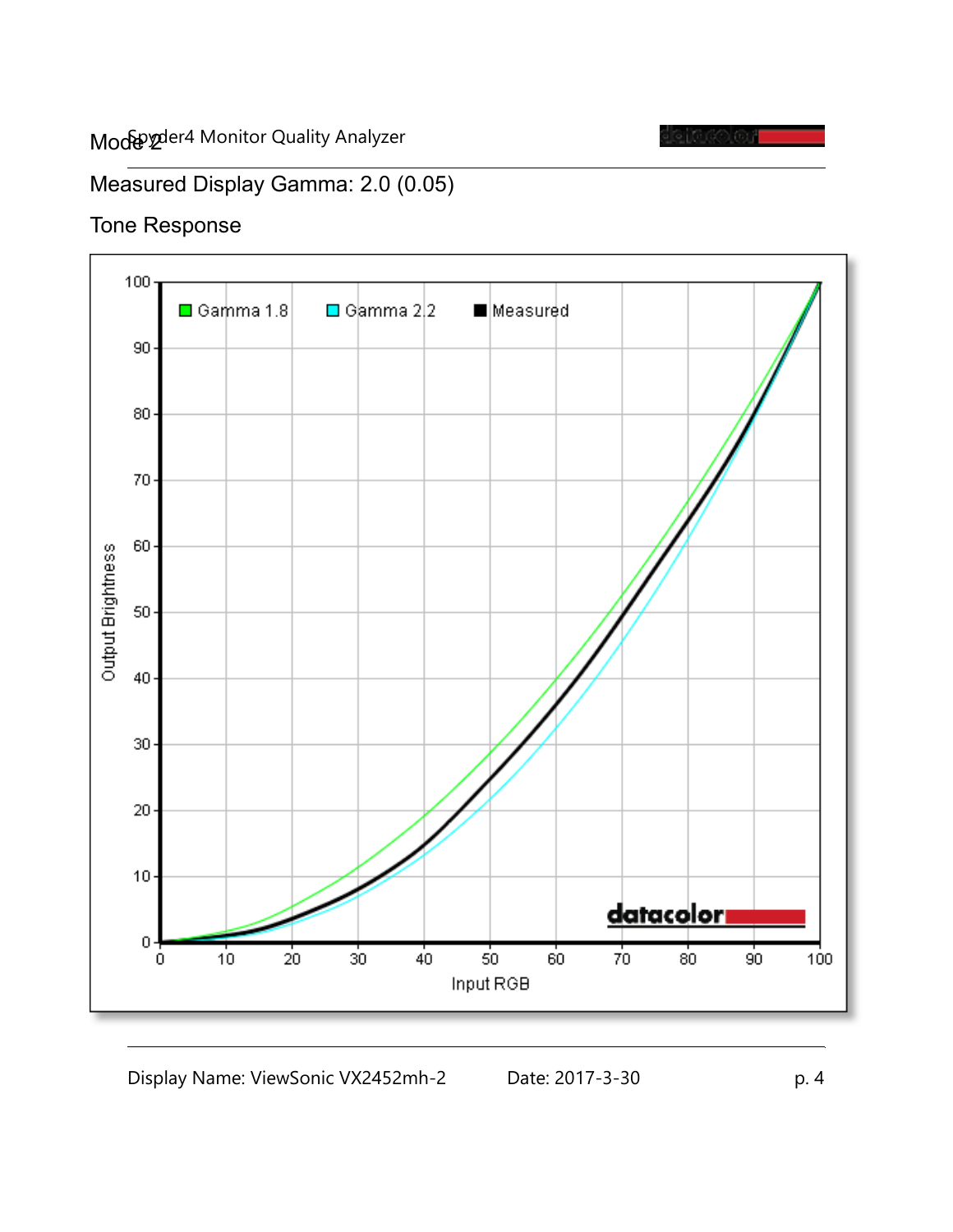Mode 2

Measured Display Gamma: 2.0 (0.05)

Tone Response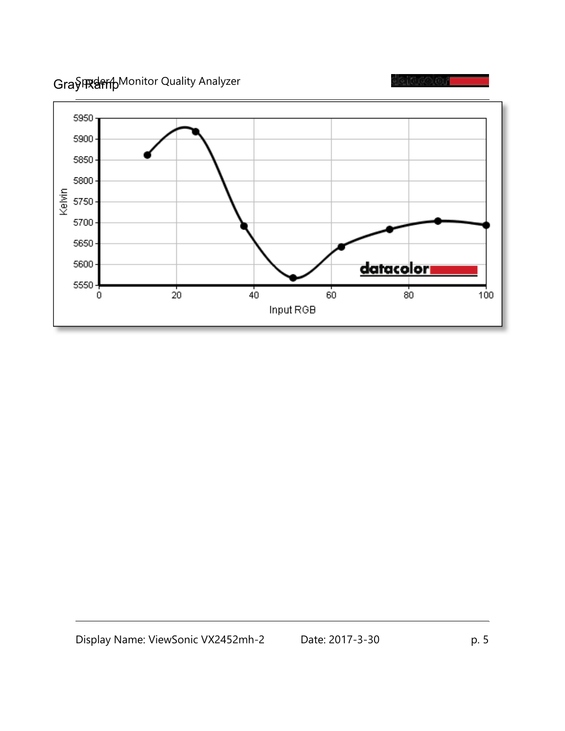# Gray Ramp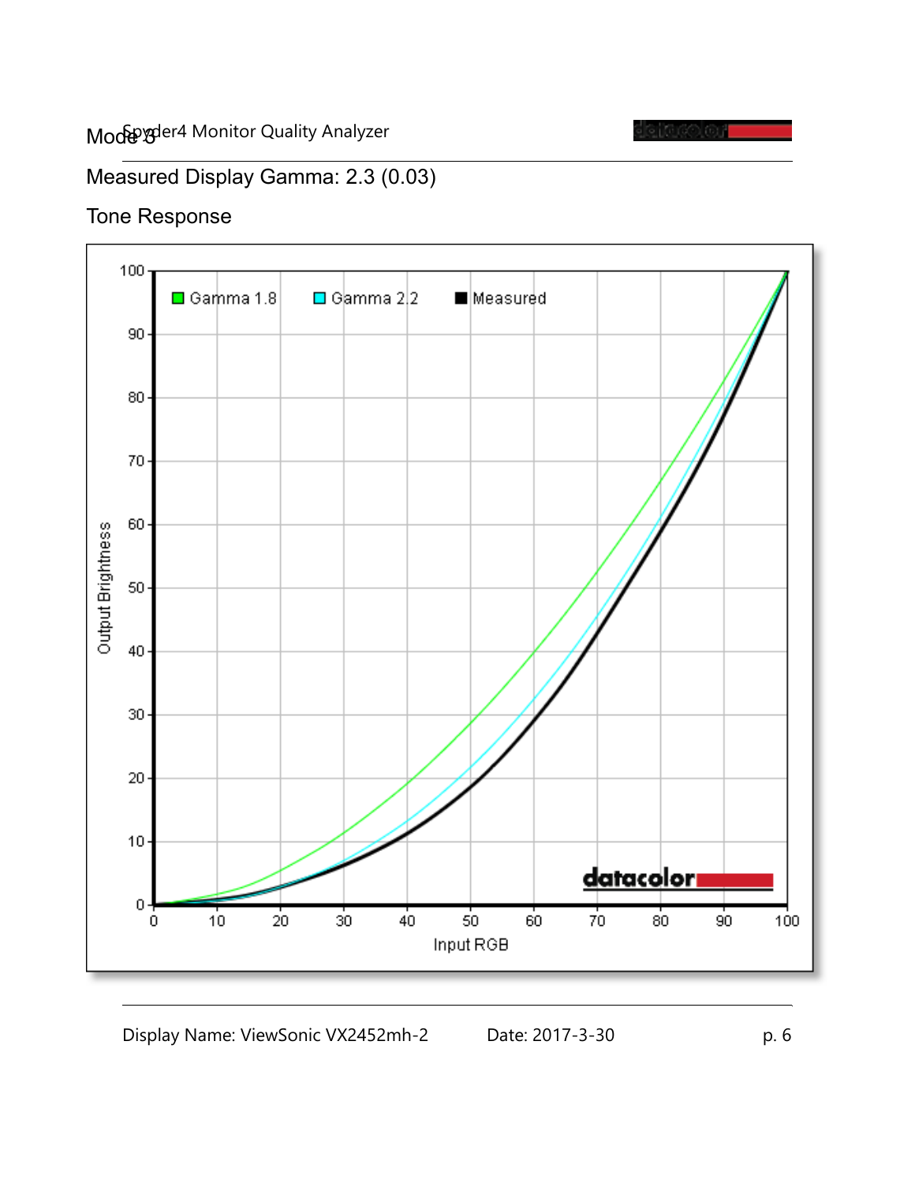Mode 3

## Measured Display Gamma: 2.3 (0.03)

## Tone Response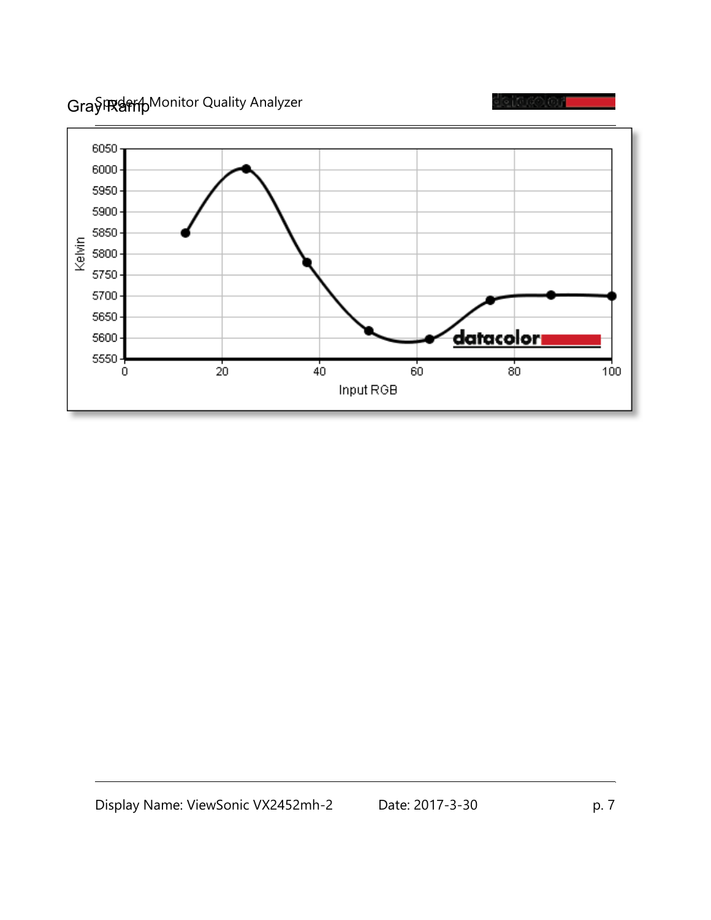# Gray Ramp

| Input RGB | Kelvin |
| --- | --- |
| 12.5 | 5850 |
| 25 | 6000 |
| 37.5 | 5780 |
| 50 | 5620 |
| 62.5 | 5600 |
| 75 | 5690 |
| 87.5 | 5700 |
| 100 | 5700 |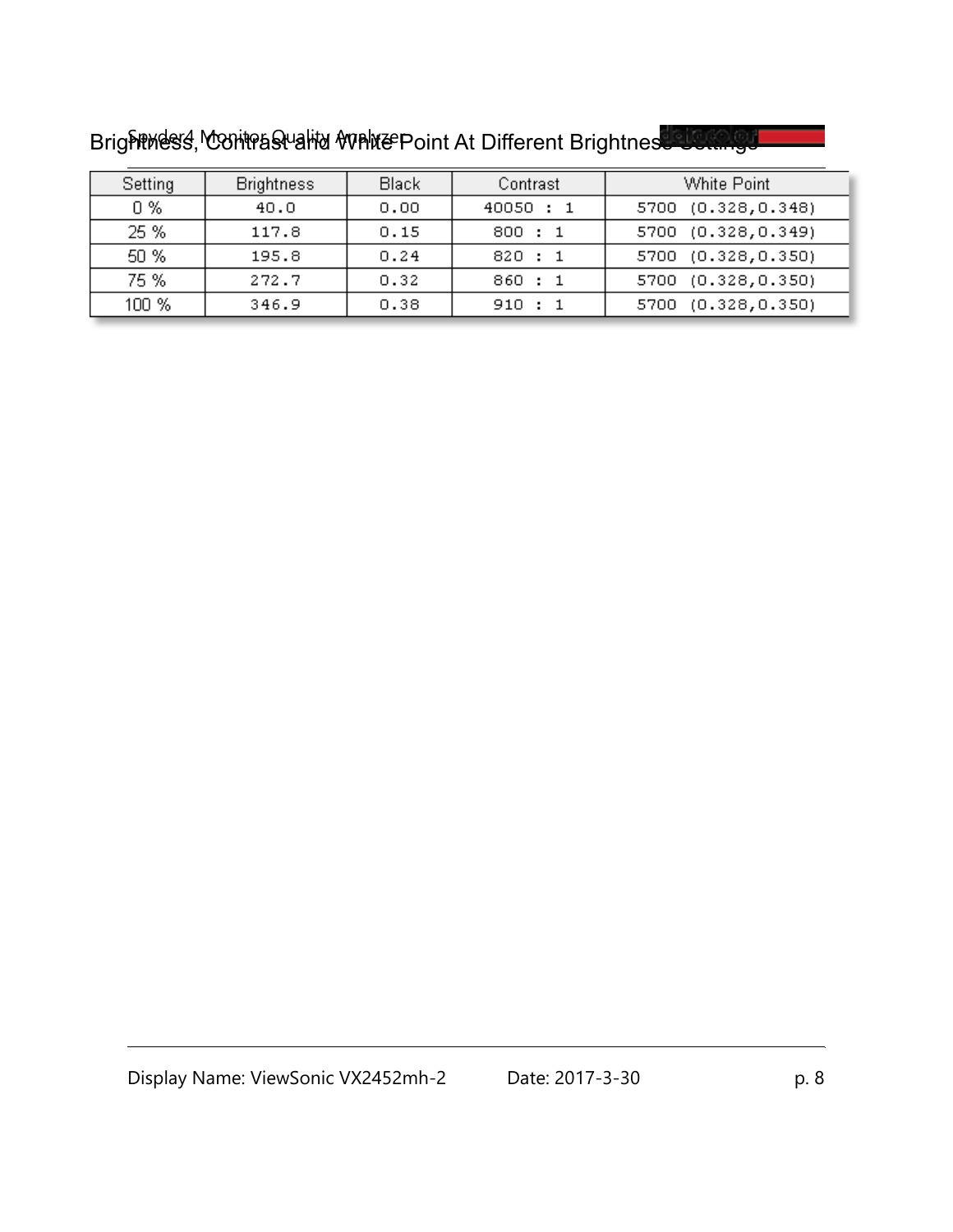## Brightness, Contrast and White Point At Different Brightness Settings

| Setting | Brightness | Black | Contrast | White Point |
|---|---|---|---|---|
| 0 % | 40.0 | 0.00 | 40050 : 1 | 5700 (0.328,0.348) |
| 25 % | 117.8 | 0.15 | 800 : 1 | 5700 (0.328,0.349) |
| 50 % | 195.8 | 0.24 | 820 : 1 | 5700 (0.328,0.350) |
| 75 % | 272.7 | 0.32 | 860 : 1 | 5700 (0.328,0.350) |
| 100 % | 346.9 | 0.38 | 910 : 1 | 5700 (0.328,0.350) |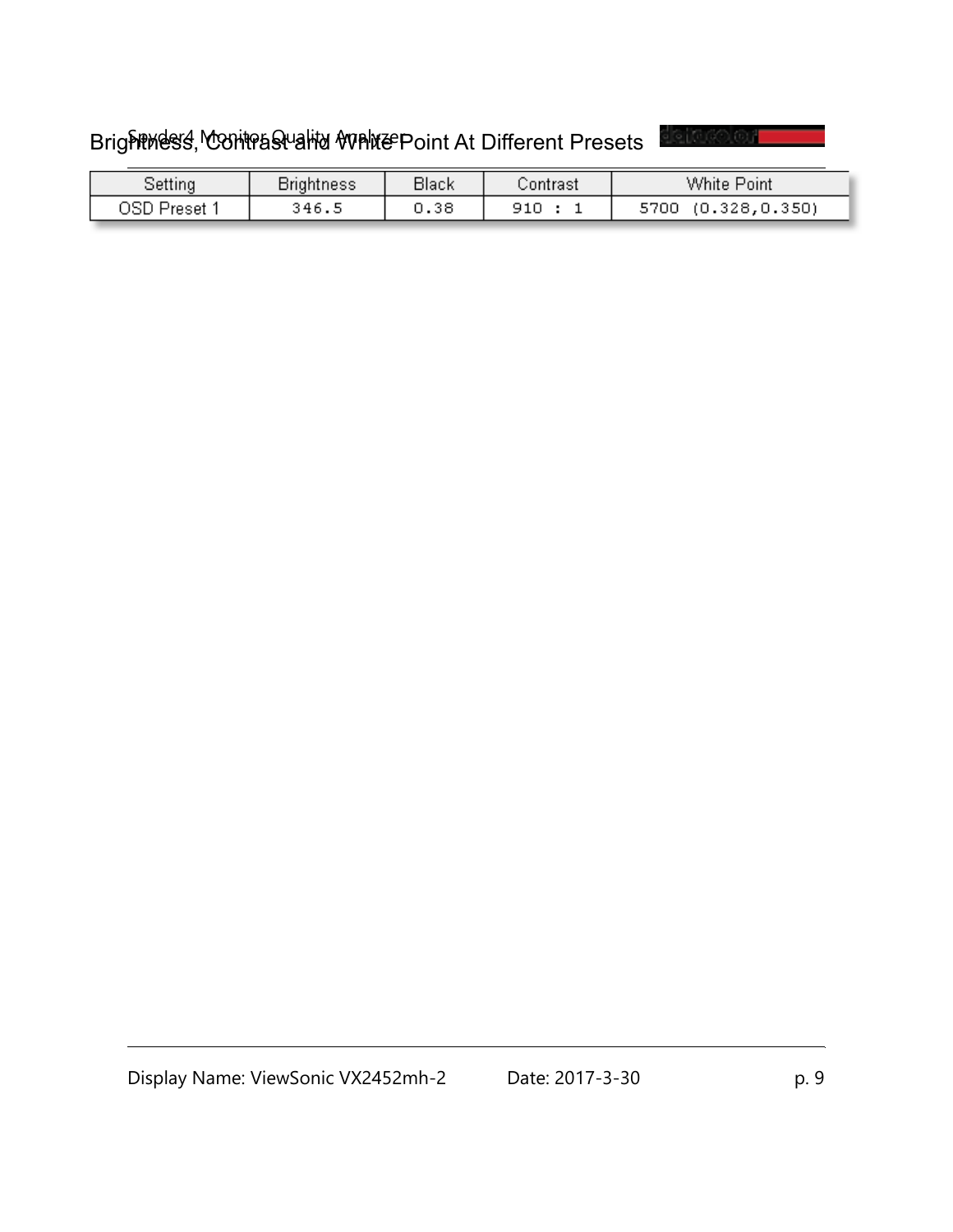## Brightness, Contrast and White Point At Different Presets

| Setting | Brightness | Black | Contrast | White Point |
|---|---|---|---|---|
| OSD Preset 1 | 346.5 | 0.38 | 910 : 1 | 5700 (0.328,0.350) |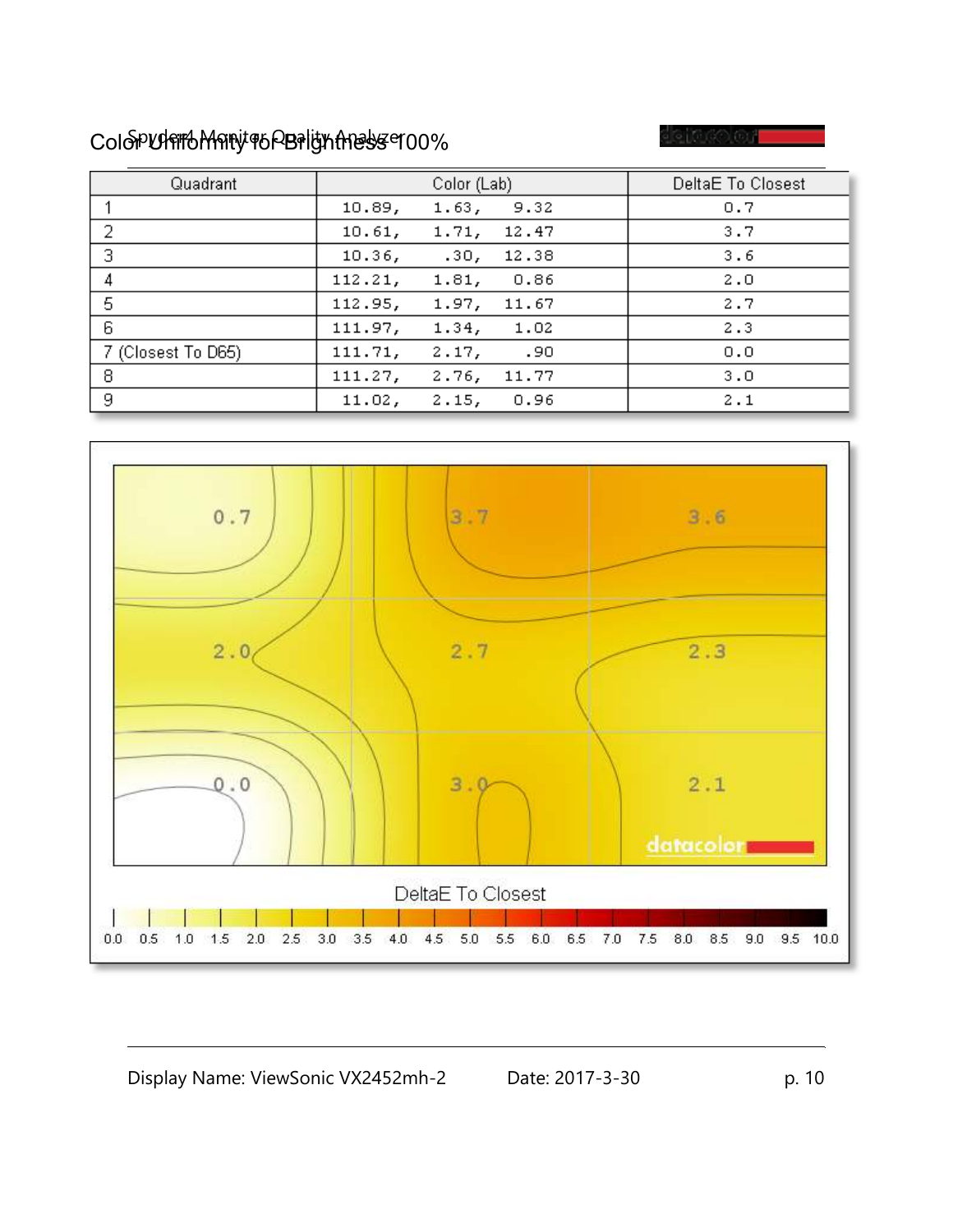# Color Uniformity for Brightness 100%

| Quadrant | Color (Lab) | DeltaE To Closest |
|---|---|---|
| 1 | 10.89, 1.63, 9.32 | 0.7 |
| 2 | 10.61, 1.71, 12.47 | 3.7 |
| 3 | 10.36, .30, 12.38 | 3.6 |
| 4 | 112.21, 1.81, 0.86 | 2.0 |
| 5 | 112.95, 1.97, 11.67 | 2.7 |
| 6 | 111.97, 1.34, 1.02 | 2.3 |
| 7 (Closest To D65) | 111.71, 2.17, .90 | 0.0 |
| 8 | 111.27, 2.76, 11.77 | 3.0 |
| 9 | 11.02, 2.15, 0.96 | 2.1 |

DeltaE To Closest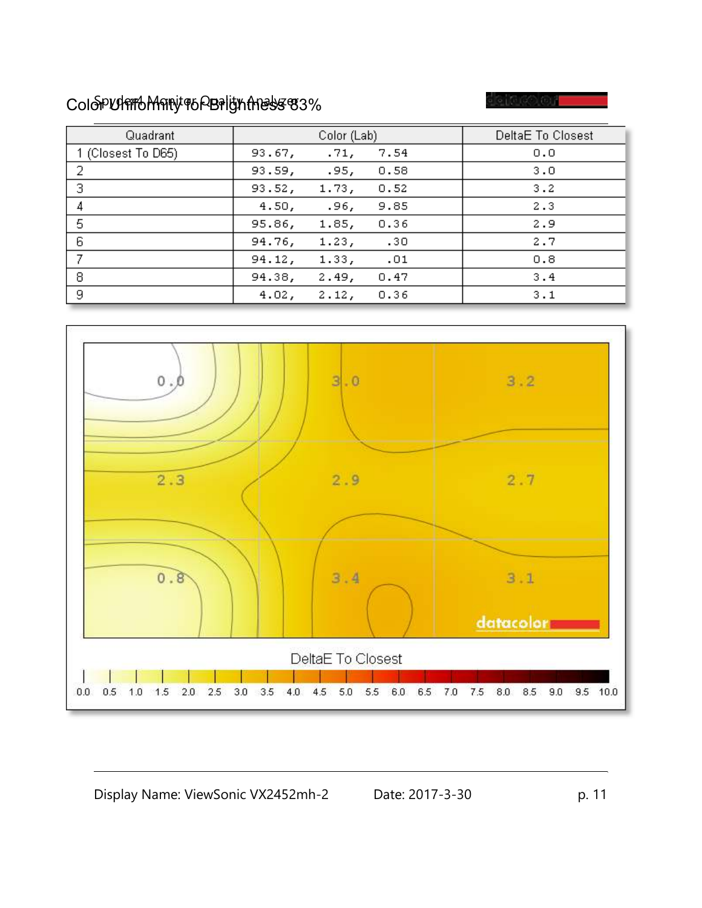# Color Uniformity for Brightness 83%

Spyder4 Monitor Quality Analyzer

| Quadrant | Color (Lab) | DeltaE To Closest |
|---|---|---|
| 1 (Closest To D65) | 93.67, .71, 7.54 | 0.0 |
| 2 | 93.59, .95, 0.58 | 3.0 |
| 3 | 93.52, 1.73, 0.52 | 3.2 |
| 4 | 4.50, .96, 9.85 | 2.3 |
| 5 | 95.86, 1.85, 0.36 | 2.9 |
| 6 | 94.76, 1.23, .30 | 2.7 |
| 7 | 94.12, 1.33, .01 | 0.8 |
| 8 | 94.38, 2.49, 0.47 | 3.4 |
| 9 | 4.02, 2.12, 0.36 | 3.1 |

DeltaE To Closest

Display Name: ViewSonic VX2452mh-2 Date: 2017-3-30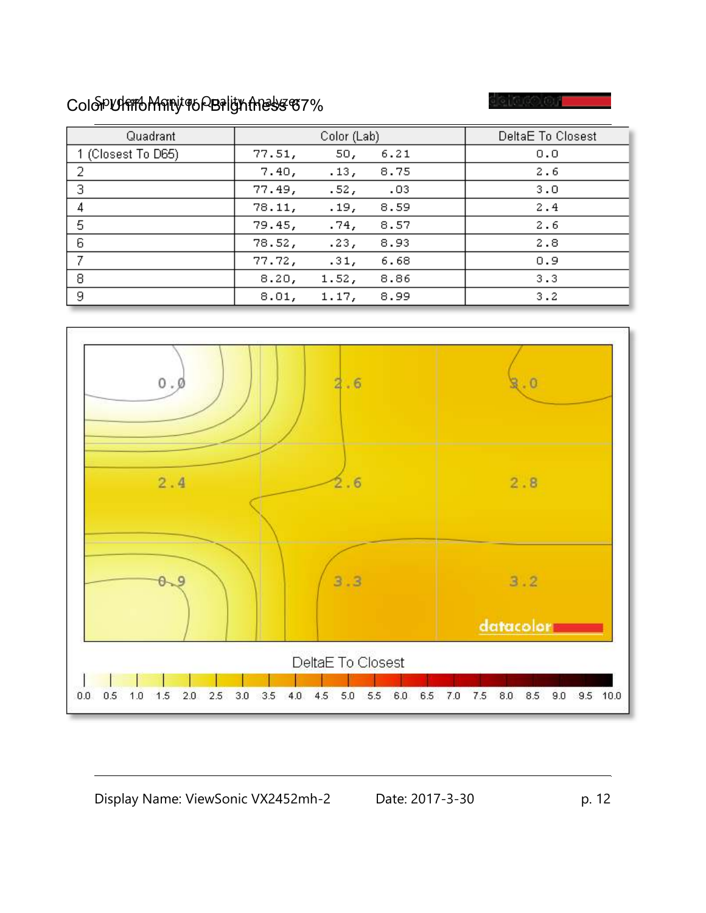## Color Uniformity for Brightness 67%

| Quadrant | Color (Lab) | DeltaE To Closest |
|---|---|---|
| 1 (Closest To D65) | 77.51, 50, 6.21 | 0.0 |
| 2 | 7.40, .13, 8.75 | 2.6 |
| 3 | 77.49, .52, .03 | 3.0 |
| 4 | 78.11, .19, 8.59 | 2.4 |
| 5 | 79.45, .74, 8.57 | 2.6 |
| 6 | 78.52, .23, 8.93 | 2.8 |
| 7 | 77.72, .31, 6.68 | 0.9 |
| 8 | 8.20, 1.52, 8.86 | 3.3 |
| 9 | 8.01, 1.17, 8.99 | 3.2 |

DeltaE To Closest

Display Name: ViewSonic VX2452mh-2 Date: 2017-3-30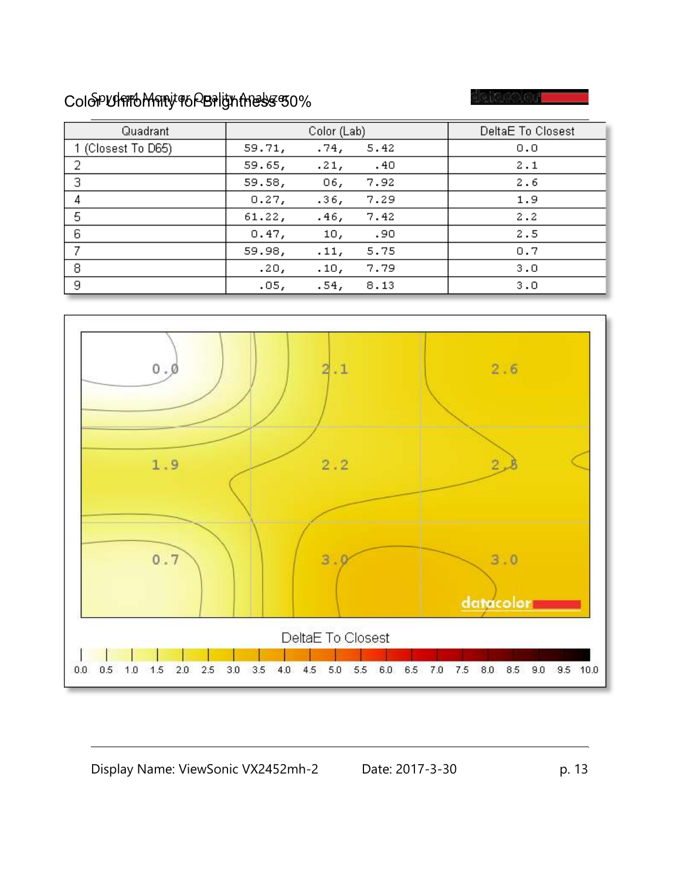# Color Uniformity for Brightness 50%

| Quadrant | Color (Lab) | | | DeltaE To Closest |
|---|---|---|---|---|
| 1 (Closest To D65) | 59.71, | .74, | 5.42 | 0.0 |
| 2 | 59.65, | .21, | .40 | 2.1 |
| 3 | 59.58, | 06, | 7.92 | 2.6 |
| 4 | 0.27, | .36, | 7.29 | 1.9 |
| 5 | 61.22, | .46, | 7.42 | 2.2 |
| 6 | 0.47, | 10, | .90 | 2.5 |
| 7 | 59.98, | .11, | 5.75 | 0.7 |
| 8 | .20, | .10, | 7.79 | 3.0 |
| 9 | .05, | .54, | 8.13 | 3.0 |

DeltaE To Closest

0.0 0.5 1.0 1.5 2.0 2.5 3.0 3.5 4.0 4.5 5.0 5.5 6.0 6.5 7.0 7.5 8.0 8.5 9.0 9.5 10.0

Display Name: ViewSonic VX2452mh-2 Date: 2017-3-30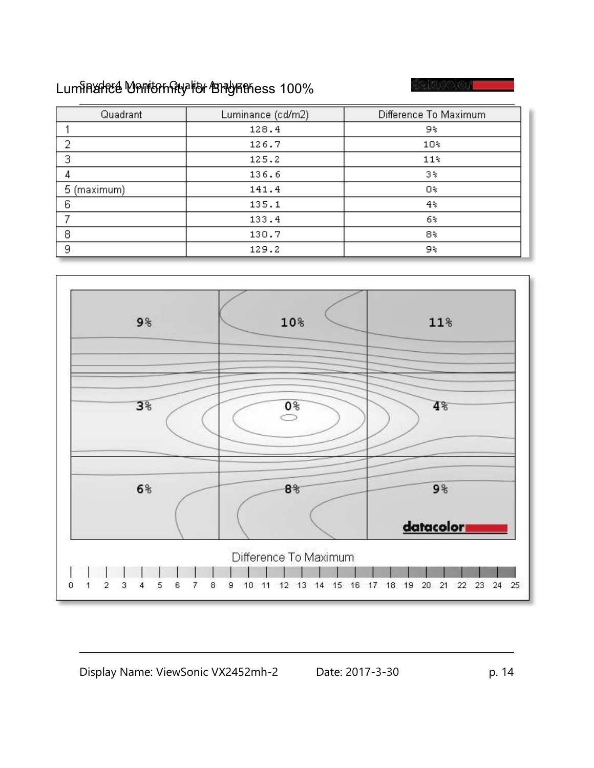# Luminance Uniformity for Brightness 100%

| Quadrant | Luminance (cd/m2) | Difference To Maximum |
|---|---|---|
| 1 | 128.4 | 9% |
| 2 | 126.7 | 10% |
| 3 | 125.2 | 11% |
| 4 | 136.6 | 3% |
| 5 (maximum) | 141.4 | 0% |
| 6 | 135.1 | 4% |
| 7 | 133.4 | 6% |
| 8 | 130.7 | 8% |
| 9 | 129.2 | 9% |

| 9% | 10% | 11% |
|---|---|---|
| 3% | 0% | 4% |
| 6% | 8% | 9% |

Difference To Maximum

0 1 2 3 4 5 6 7 8 9 10 11 12 13 14 15 16 17 18 19 20 21 22 23 24 25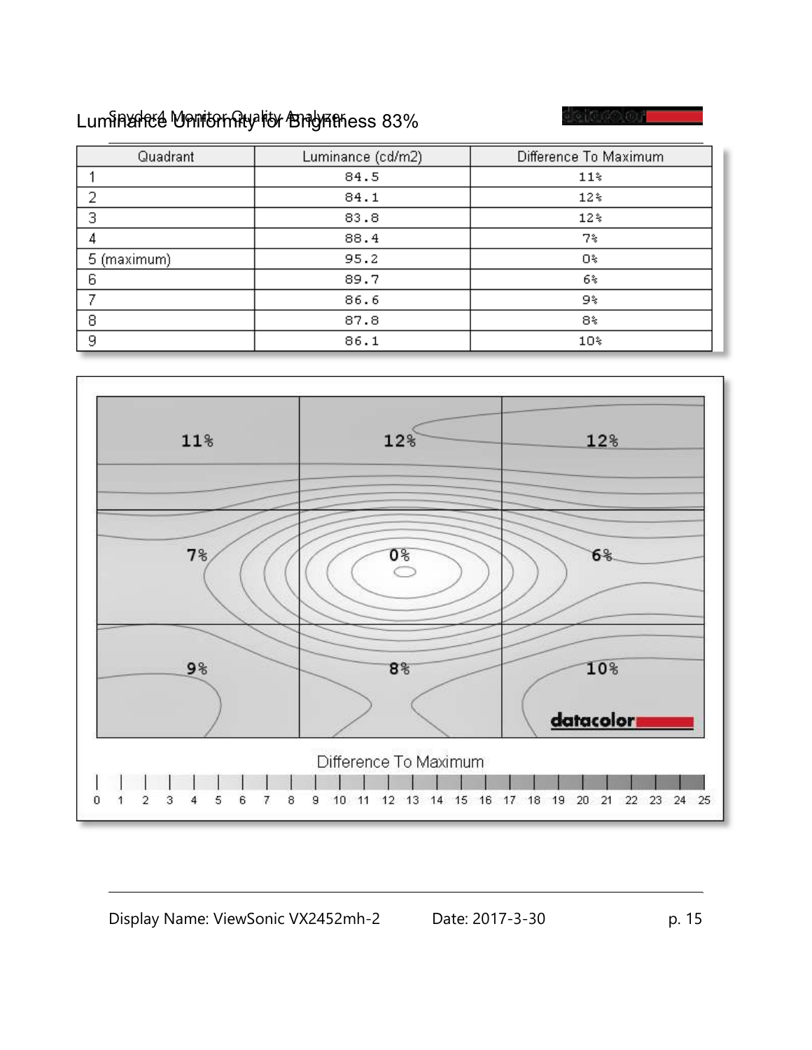## Luminance Uniformity for Brightness 83%

| Quadrant | Luminance (cd/m2) | Difference To Maximum |
|---|---|---|
| 1 | 84.5 | 11% |
| 2 | 84.1 | 12% |
| 3 | 83.8 | 12% |
| 4 | 88.4 | 7% |
| 5 (maximum) | 95.2 | 0% |
| 6 | 89.7 | 6% |
| 7 | 86.6 | 9% |
| 8 | 87.8 | 8% |
| 9 | 86.1 | 10% |

| 11% | 12% | 12% |
|---|---|---|
| 7% | 0% | 6% |
| 9% | 8% | 10% |

Difference To Maximum

0 1 2 3 4 5 6 7 8 9 10 11 12 13 14 15 16 17 18 19 20 21 22 23 24 25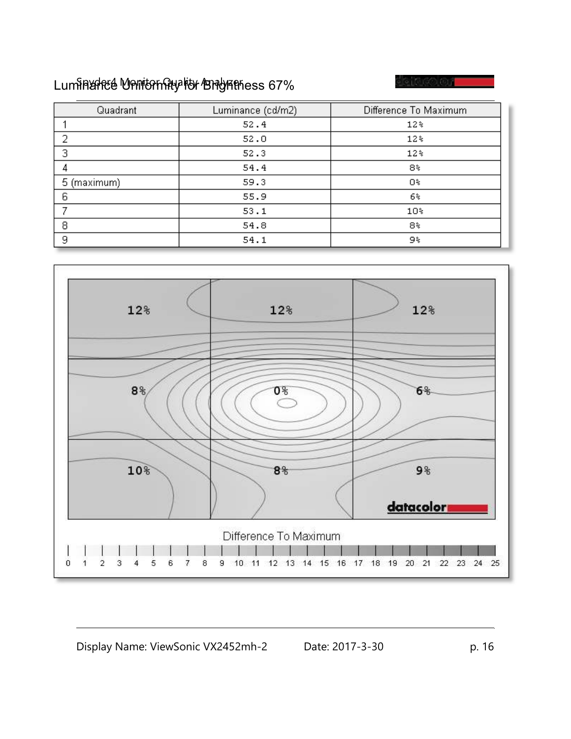# Luminance Uniformity for Brightness 67%

| Quadrant | Luminance (cd/m2) | Difference To Maximum |
|---|---|---|
| 1 | 52.4 | 12% |
| 2 | 52.0 | 12% |
| 3 | 52.3 | 12% |
| 4 | 54.4 | 8% |
| 5 (maximum) | 59.3 | 0% |
| 6 | 55.9 | 6% |
| 7 | 53.1 | 10% |
| 8 | 54.8 | 8% |
| 9 | 54.1 | 9% |

| 12% | 12% | 12% |
|---|---|---|
| 8% | 0% | 6% |
| 10% | 8% | 9% |

Difference To Maximum

0 1 2 3 4 5 6 7 8 9 10 11 12 13 14 15 16 17 18 19 20 21 22 23 24 25

Display Name: ViewSonic VX2452mh-2 Date: 2017-3-30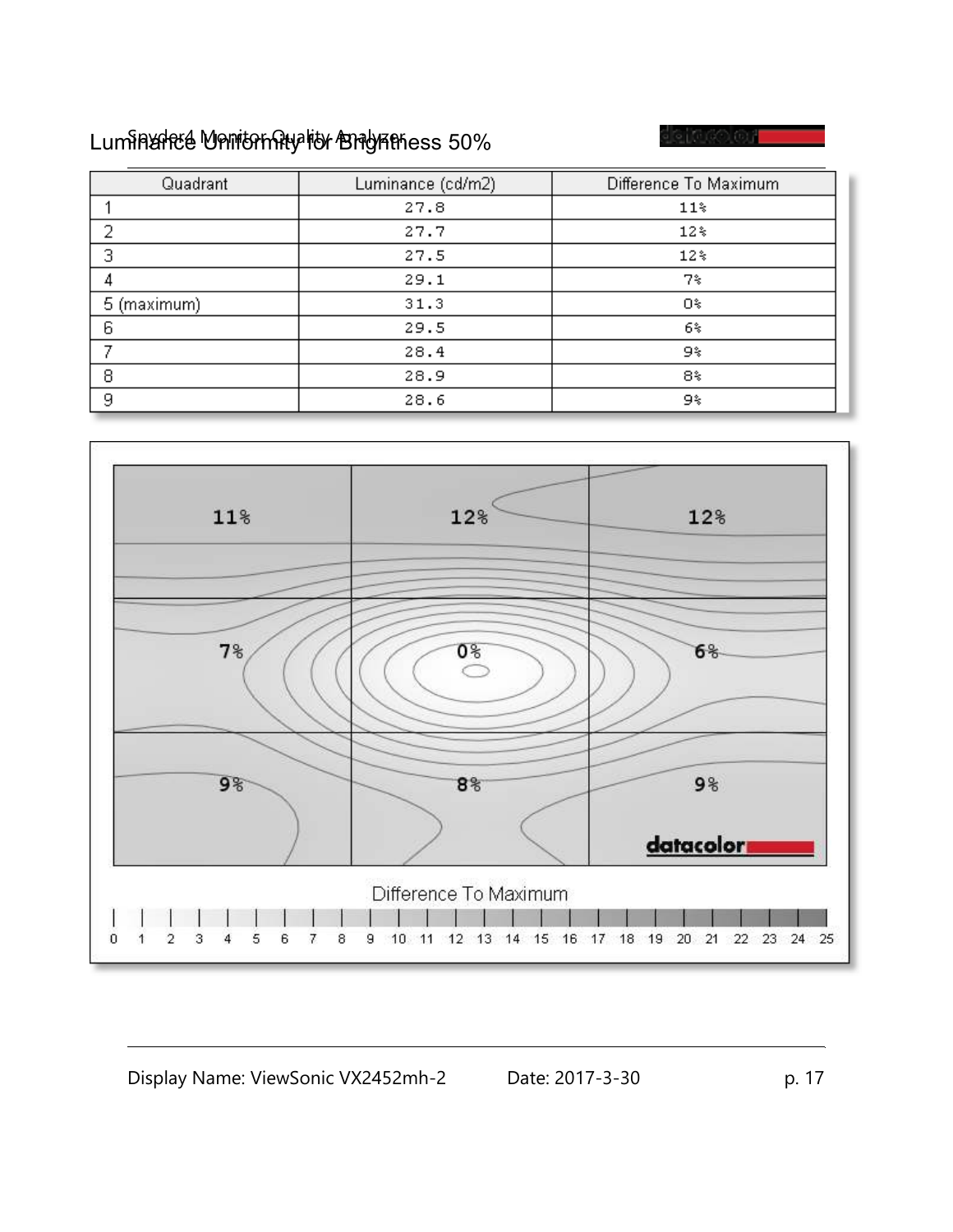# Luminance Uniformity for Brightness 50%

| Quadrant | Luminance (cd/m2) | Difference To Maximum |
|---|---|---|
| 1 | 27.8 | 11% |
| 2 | 27.7 | 12% |
| 3 | 27.5 | 12% |
| 4 | 29.1 | 7% |
| 5 (maximum) | 31.3 | 0% |
| 6 | 29.5 | 6% |
| 7 | 28.4 | 9% |
| 8 | 28.9 | 8% |
| 9 | 28.6 | 9% |

| 11% | 12% | 12% |
|---|---|---|
| 7% | 0% | 6% |
| 9% | 8% | 9% |

Difference To Maximum

0 1 2 3 4 5 6 7 8 9 10 11 12 13 14 15 16 17 18 19 20 21 22 23 24 25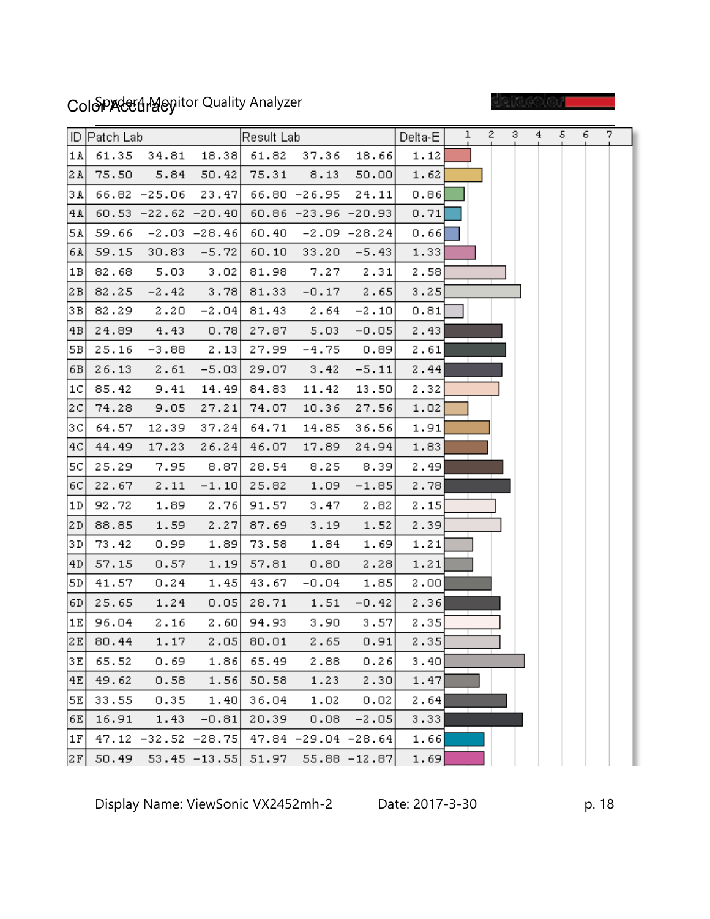## Color Accuracy

Spyder4 Monitor Quality Analyzer

| ID | Patch Lab | | | Result Lab | | | Delta-E |
|---|---|---|---|---|---|---|---|
| 1A | 61.35 | 34.81 | 18.38 | 61.82 | 37.36 | 18.66 | 1.12 |
| 2A | 75.50 | 5.84 | 50.42 | 75.31 | 8.13 | 50.00 | 1.62 |
| 3A | 66.82 | -25.06 | 23.47 | 66.80 | -26.95 | 24.11 | 0.86 |
| 4A | 60.53 | -22.62 | -20.40 | 60.86 | -23.96 | -20.93 | 0.71 |
| 5A | 59.66 | -2.03 | -28.46 | 60.40 | -2.09 | -28.24 | 0.66 |
| 6A | 59.15 | 30.83 | -5.72 | 60.10 | 33.20 | -5.43 | 1.33 |
| 1B | 82.68 | 5.03 | 3.02 | 81.98 | 7.27 | 2.31 | 2.58 |
| 2B | 82.25 | -2.42 | 3.78 | 81.33 | -0.17 | 2.65 | 3.25 |
| 3B | 82.29 | 2.20 | -2.04 | 81.43 | 2.64 | -2.10 | 0.81 |
| 4B | 24.89 | 4.43 | 0.78 | 27.87 | 5.03 | -0.05 | 2.43 |
| 5B | 25.16 | -3.88 | 2.13 | 27.99 | -4.75 | 0.89 | 2.61 |
| 6B | 26.13 | 2.61 | -5.03 | 29.07 | 3.42 | -5.11 | 2.44 |
| 1C | 85.42 | 9.41 | 14.49 | 84.83 | 11.42 | 13.50 | 2.32 |
| 2C | 74.28 | 9.05 | 27.21 | 74.07 | 10.36 | 27.56 | 1.02 |
| 3C | 64.57 | 12.39 | 37.24 | 64.71 | 14.85 | 36.56 | 1.91 |
| 4C | 44.49 | 17.23 | 26.24 | 46.07 | 17.89 | 24.94 | 1.83 |
| 5C | 25.29 | 7.95 | 8.87 | 28.54 | 8.25 | 8.39 | 2.49 |
| 6C | 22.67 | 2.11 | -1.10 | 25.82 | 1.09 | -1.85 | 2.78 |
| 1D | 92.72 | 1.89 | 2.76 | 91.57 | 3.47 | 2.82 | 2.15 |
| 2D | 88.85 | 1.59 | 2.27 | 87.69 | 3.19 | 1.52 | 2.39 |
| 3D | 73.42 | 0.99 | 1.89 | 73.58 | 1.84 | 1.69 | 1.21 |
| 4D | 57.15 | 0.57 | 1.19 | 57.81 | 0.80 | 2.28 | 1.21 |
| 5D | 41.57 | 0.24 | 1.45 | 43.67 | -0.04 | 1.85 | 2.00 |
| 6D | 25.65 | 1.24 | 0.05 | 28.71 | 1.51 | -0.42 | 2.36 |
| 1E | 96.04 | 2.16 | 2.60 | 94.93 | 3.90 | 3.57 | 2.35 |
| 2E | 80.44 | 1.17 | 2.05 | 80.01 | 2.65 | 0.91 | 2.35 |
| 3E | 65.52 | 0.69 | 1.86 | 65.49 | 2.88 | 0.26 | 3.40 |
| 4E | 49.62 | 0.58 | 1.56 | 50.58 | 1.23 | 2.30 | 1.47 |
| 5E | 33.55 | 0.35 | 1.40 | 36.04 | 1.02 | 0.02 | 2.64 |
| 6E | 16.91 | 1.43 | -0.81 | 20.39 | 0.08 | -2.05 | 3.33 |
| 1F | 47.12 | -32.52 | -28.75 | 47.84 | -29.04 | -28.64 | 1.66 |
| 2F | 50.49 | 53.45 | -13.55 | 51.97 | 55.88 | -12.87 | 1.69 |

Display Name: ViewSonic VX2452mh-2 Date: 2017-3-30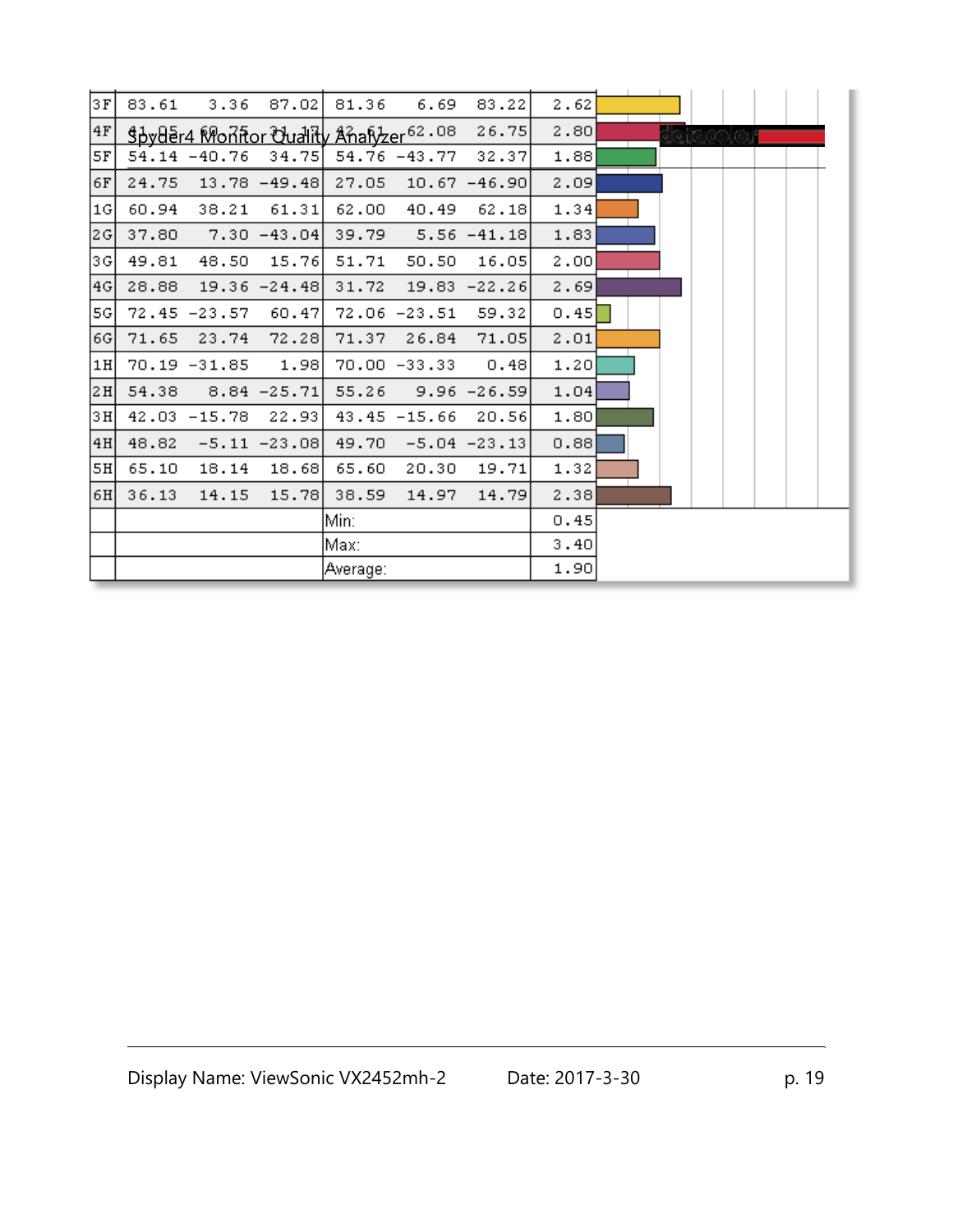| | | | | | | | |
|---|---|---|---|---|---|---|---|
| 3F | 83.61 | 3.36 | 87.02 | 81.36 | 6.69 | 83.22 | 2.62 |
| 4F | 41.05 | 60.75 | 31.17 | 42.61 | 62.08 | 26.75 | 2.80 |
| 5F | 54.14 | -40.76 | 34.75 | 54.76 | -43.77 | 32.37 | 1.88 |
| 6F | 24.75 | 13.78 | -49.48 | 27.05 | 10.67 | -46.90 | 2.09 |
| 1G | 60.94 | 38.21 | 61.31 | 62.00 | 40.49 | 62.18 | 1.34 |
| 2G | 37.80 | 7.30 | -43.04 | 39.79 | 5.56 | -41.18 | 1.83 |
| 3G | 49.81 | 48.50 | 15.76 | 51.71 | 50.50 | 16.05 | 2.00 |
| 4G | 28.88 | 19.36 | -24.48 | 31.72 | 19.83 | -22.26 | 2.69 |
| 5G | 72.45 | -23.57 | 60.47 | 72.06 | -23.51 | 59.32 | 0.45 |
| 6G | 71.65 | 23.74 | 72.28 | 71.37 | 26.84 | 71.05 | 2.01 |
| 1H | 70.19 | -31.85 | 1.98 | 70.00 | -33.33 | 0.48 | 1.20 |
| 2H | 54.38 | 8.84 | -25.71 | 55.26 | 9.96 | -26.59 | 1.04 |
| 3H | 42.03 | -15.78 | 22.93 | 43.45 | -15.66 | 20.56 | 1.80 |
| 4H | 48.82 | -5.11 | -23.08 | 49.70 | -5.04 | -23.13 | 0.88 |
| 5H | 65.10 | 18.14 | 18.68 | 65.60 | 20.30 | 19.71 | 1.32 |
| 6H | 36.13 | 14.15 | 15.78 | 38.59 | 14.97 | 14.79 | 2.38 |
| | | | | Min: | | | 0.45 |
| | | | | Max: | | | 3.40 |
| | | | | Average: | | | 1.90 |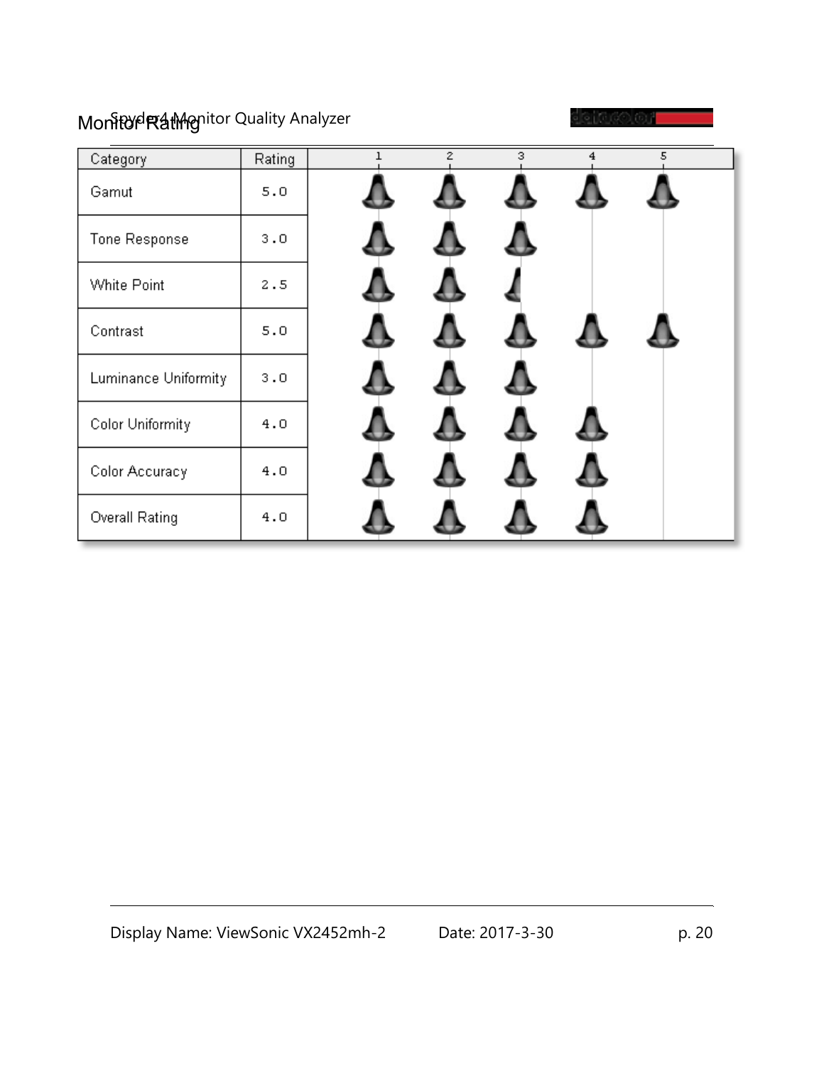## Monitor Rating

| Category | Rating | 1 | 2 | 3 | 4 | 5 |
|---|---|---|---|---|---|---|
| Gamut | 5.0 | | | | | |
| Tone Response | 3.0 | | | | | |
| White Point | 2.5 | | | | | |
| Contrast | 5.0 | | | | | |
| Luminance Uniformity | 3.0 | | | | | |
| Color Uniformity | 4.0 | | | | | |
| Color Accuracy | 4.0 | | | | | |
| Overall Rating | 4.0 | | | | | |

Display Name: ViewSonic VX2452mh-2 Date: 2017-3-30